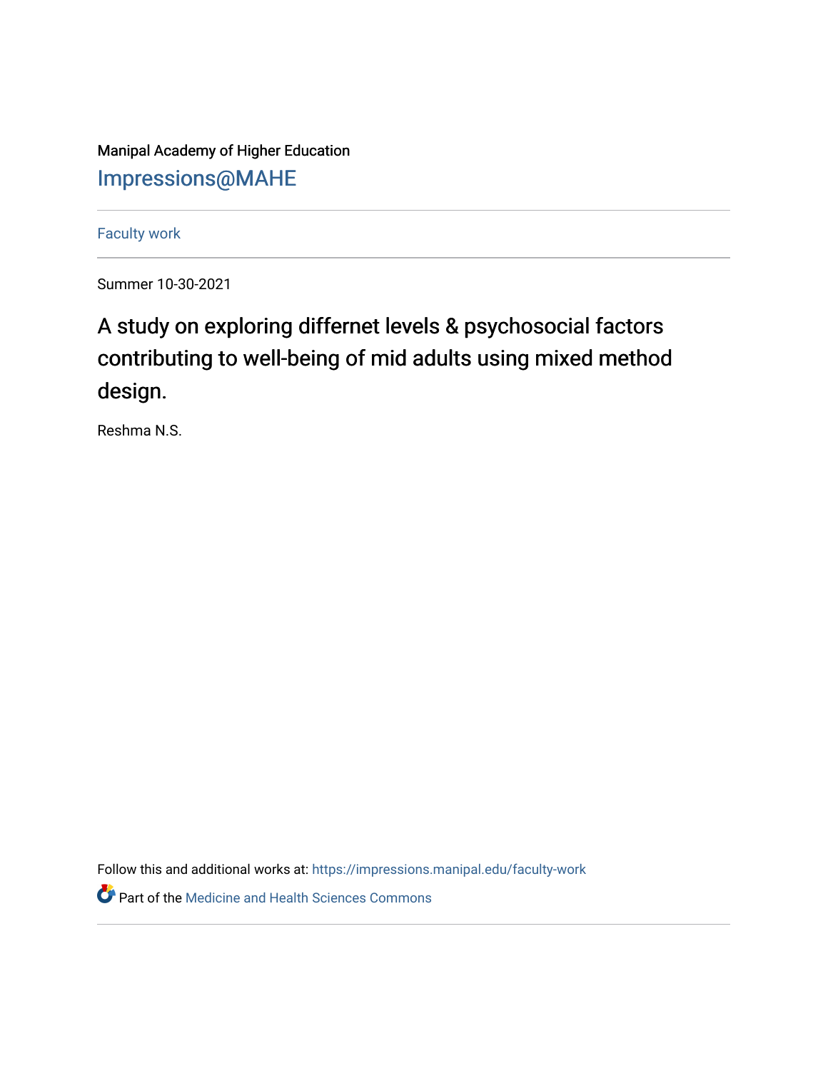Manipal Academy of Higher Education

Impressions@MAHE

Faculty work

Summer 10-30-2021

# A study on exploring differnet levels & psychosocial factors contributing to well-being of mid adults using mixed method design.

Reshma N.S.

Follow this and additional works at: https://impressions.manipal.edu/faculty-work

Part of the Medicine and Health Sciences Commons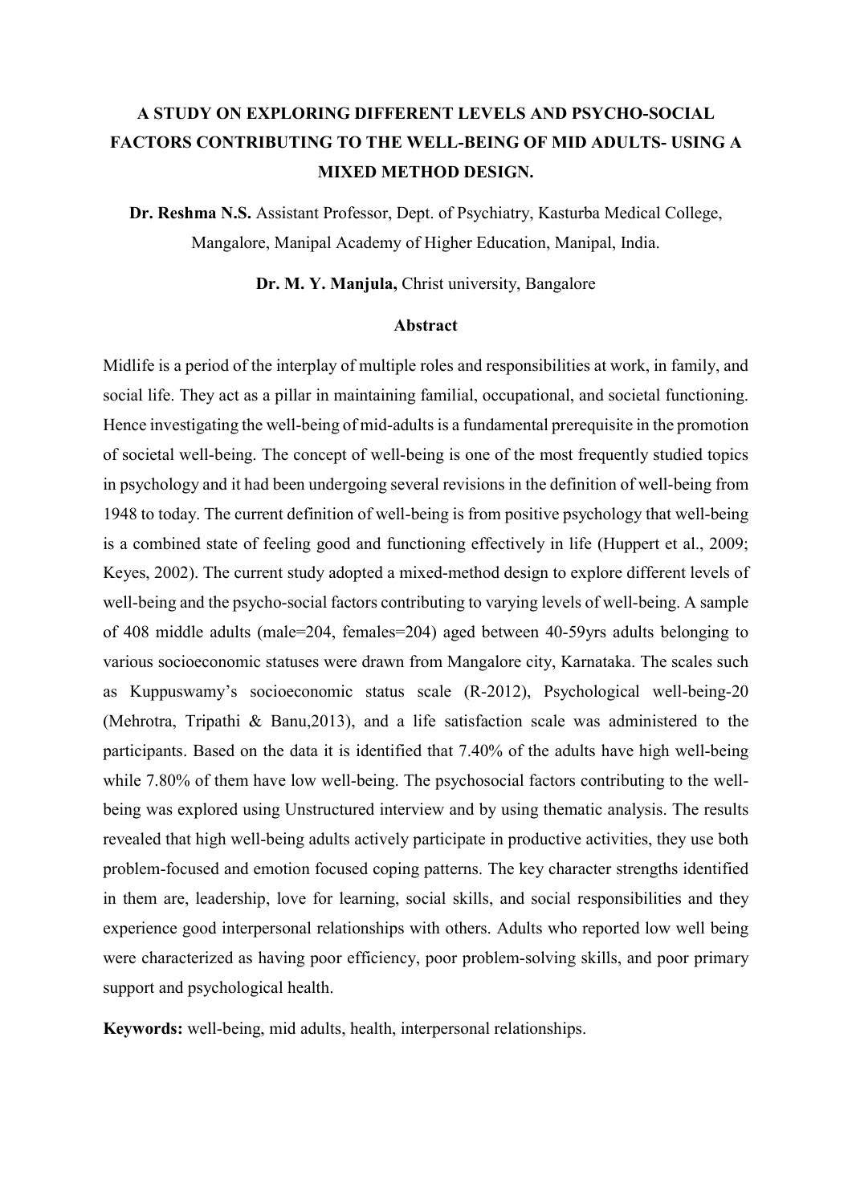# A STUDY ON EXPLORING DIFFERENT LEVELS AND PSYCHO-SOCIAL FACTORS CONTRIBUTING TO THE WELL-BEING OF MID ADULTS- USING A MIXED METHOD DESIGN.

**Dr. Reshma N.S.** Assistant Professor, Dept. of Psychiatry, Kasturba Medical College, Mangalore, Manipal Academy of Higher Education, Manipal, India.

**Dr. M. Y. Manjula,** Christ university, Bangalore

## Abstract

Midlife is a period of the interplay of multiple roles and responsibilities at work, in family, and social life. They act as a pillar in maintaining familial, occupational, and societal functioning. Hence investigating the well-being of mid-adults is a fundamental prerequisite in the promotion of societal well-being. The concept of well-being is one of the most frequently studied topics in psychology and it had been undergoing several revisions in the definition of well-being from 1948 to today. The current definition of well-being is from positive psychology that well-being is a combined state of feeling good and functioning effectively in life (Huppert et al., 2009; Keyes, 2002). The current study adopted a mixed-method design to explore different levels of well-being and the psycho-social factors contributing to varying levels of well-being. A sample of 408 middle adults (male=204, females=204) aged between 40-59yrs adults belonging to various socioeconomic statuses were drawn from Mangalore city, Karnataka. The scales such as Kuppuswamy's socioeconomic status scale (R-2012), Psychological well-being-20 (Mehrotra, Tripathi & Banu,2013), and a life satisfaction scale was administered to the participants. Based on the data it is identified that 7.40% of the adults have high well-being while 7.80% of them have low well-being. The psychosocial factors contributing to the well-being was explored using Unstructured interview and by using thematic analysis. The results revealed that high well-being adults actively participate in productive activities, they use both problem-focused and emotion focused coping patterns. The key character strengths identified in them are, leadership, love for learning, social skills, and social responsibilities and they experience good interpersonal relationships with others. Adults who reported low well being were characterized as having poor efficiency, poor problem-solving skills, and poor primary support and psychological health.

**Keywords:** well-being, mid adults, health, interpersonal relationships.